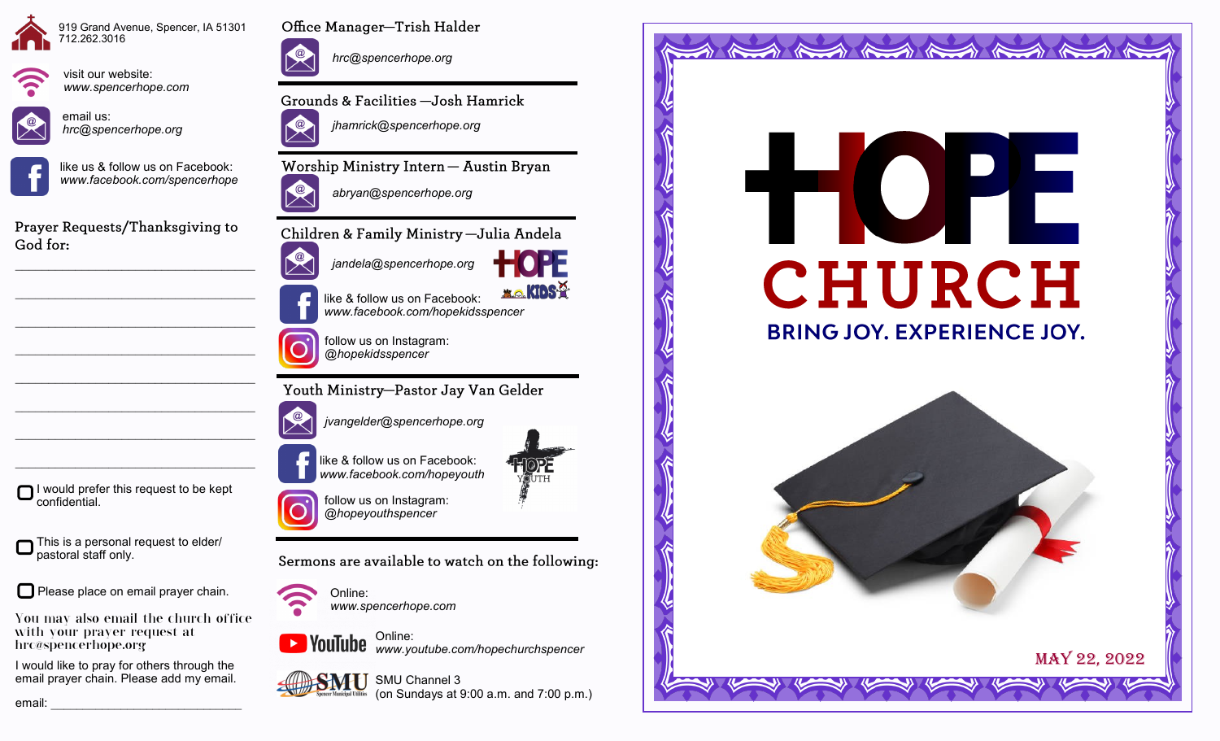919 Grand Avenue, Spencer, IA 51301
712.262.3016

visit our website:
*www.spencerhope.com*

email us:
*hrc@spencerhope.org*

like us & follow us on Facebook:
*www.facebook.com/spencerhope*

## Prayer Requests/Thanksgiving to God for:

___________________________________

___________________________________

___________________________________

___________________________________

___________________________________

___________________________________

___________________________________

___________________________________

☐ I would prefer this request to be kept confidential.

☐ This is a personal request to elder/pastoral staff only.

☐ Please place on email prayer chain.

You may also email the church office with your prayer request at hrc@spencerhope.org

I would like to pray for others through the email prayer chain. Please add my email.

email: ______________________________

## Office Manager—Trish Halder

*hrc@spencerhope.org*

## Grounds & Facilities —Josh Hamrick

*jhamrick@spencerhope.org*

## Worship Ministry Intern— Austin Bryan

*abryan@spencerhope.org*

## Children & Family Ministry—Julia Andela

*jandela@spencerhope.org*

like & follow us on Facebook:
*www.facebook.com/hopekidsspencer*

follow us on Instagram:
*@hopekidsspencer*

## Youth Ministry—Pastor Jay Van Gelder

*jvangelder@spencerhope.org*

like & follow us on Facebook:
*www.facebook.com/hopeyouth*

follow us on Instagram:
*@hopeyouthspencer*

## Sermons are available to watch on the following:

Online:
*www.spencerhope.com*

Online:
*www.youtube.com/hopechurchspencer*

SMU Channel 3
(on Sundays at 9:00 a.m. and 7:00 p.m.)

# HOPE CHURCH

**BRING JOY. EXPERIENCE JOY.**

MAY 22, 2022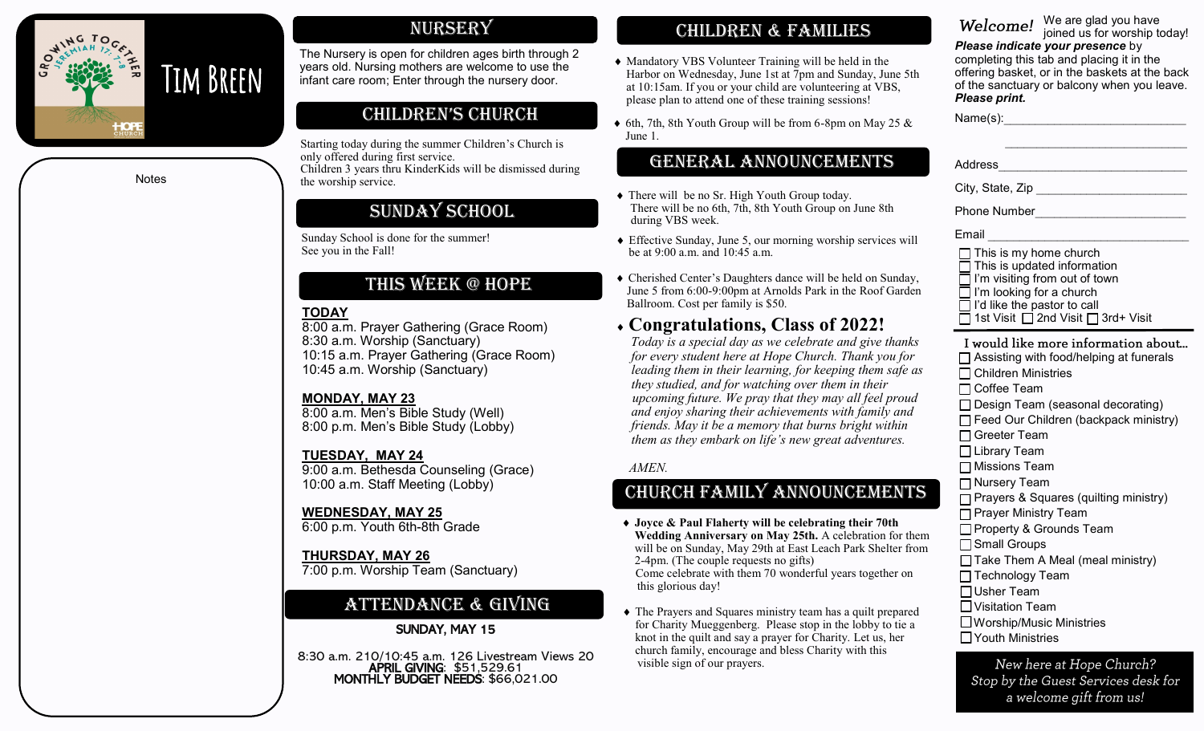# Tim Breen

Notes

## NURSERY

The Nursery is open for children ages birth through 2 years old. Nursing mothers are welcome to use the infant care room; Enter through the nursery door.

## CHILDREN'S CHURCH

Starting today during the summer Children's Church is only offered during first service.
Children 3 years thru KinderKids will be dismissed during the worship service.

## SUNDAY SCHOOL

Sunday School is done for the summer!
See you in the Fall!

## THIS WEEK @ HOPE

**TODAY**
8:00 a.m. Prayer Gathering (Grace Room)
8:30 a.m. Worship (Sanctuary)
10:15 a.m. Prayer Gathering (Grace Room)
10:45 a.m. Worship (Sanctuary)

**MONDAY, MAY 23**
8:00 a.m. Men's Bible Study (Well)
8:00 p.m. Men's Bible Study (Lobby)

**TUESDAY, MAY 24**
9:00 a.m. Bethesda Counseling (Grace)
10:00 a.m. Staff Meeting (Lobby)

**WEDNESDAY, MAY 25**
6:00 p.m. Youth 6th-8th Grade

**THURSDAY, MAY 26**
7:00 p.m. Worship Team (Sanctuary)

## ATTENDANCE & GIVING

**SUNDAY, MAY 15**

8:30 a.m. 210/10:45 a.m. 126 Livestream Views 20
**APRIL GIVING**: $51,529.61
**MONTHLY BUDGET NEEDS**: $66,021.00

## CHILDREN & FAMILIES

- Mandatory VBS Volunteer Training will be held in the Harbor on Wednesday, June 1st at 7pm and Sunday, June 5th at 10:15am. If you or your child are volunteering at VBS, please plan to attend one of these training sessions!
- 6th, 7th, 8th Youth Group will be from 6-8pm on May 25 & June 1.

## GENERAL ANNOUNCEMENTS

- There will be no Sr. High Youth Group today. There will be no 6th, 7th, 8th Youth Group on June 8th during VBS week.
- Effective Sunday, June 5, our morning worship services will be at 9:00 a.m. and 10:45 a.m.
- Cherished Center's Daughters dance will be held on Sunday, June 5 from 6:00-9:00pm at Arnolds Park in the Roof Garden Ballroom. Cost per family is $50.
- **Congratulations, Class of 2022!**
  *Today is a special day as we celebrate and give thanks for every student here at Hope Church. Thank you for leading them in their learning, for keeping them safe as they studied, and for watching over them in their upcoming future. We pray that they may all feel proud and enjoy sharing their achievements with family and friends. May it be a memory that burns bright within them as they embark on life's new great adventures.*

  *AMEN.*

## CHURCH FAMILY ANNOUNCEMENTS

- **Joyce & Paul Flaherty will be celebrating their 70th Wedding Anniversary on May 25th.** A celebration for them will be on Sunday, May 29th at East Leach Park Shelter from 2-4pm. (The couple requests no gifts)
  Come celebrate with them 70 wonderful years together on this glorious day!
- The Prayers and Squares ministry team has a quilt prepared for Charity Mueggenberg. Please stop in the lobby to tie a knot in the quilt and say a prayer for Charity. Let us, her church family, encourage and bless Charity with this visible sign of our prayers.

## Welcome!

We are glad you have joined us for worship today!
***Please indicate your presence*** by completing this tab and placing it in the offering basket, or in the baskets at the back of the sanctuary or balcony when you leave. ***Please print.***

Name(s):______________________________
______________________________

Address______________________________

City, State, Zip ______________________

Phone Number_________________________

Email ______________________________

- ☐ This is my home church
- ☐ This is updated information
- ☐ I'm visiting from out of town
- ☐ I'm looking for a church
- ☐ I'd like the pastor to call
- ☐ 1st Visit ☐ 2nd Visit ☐ 3rd+ Visit

**I would like more information about...**

- ☐ Assisting with food/helping at funerals
- ☐ Children Ministries
- ☐ Coffee Team
- ☐ Design Team (seasonal decorating)
- ☐ Feed Our Children (backpack ministry)
- ☐ Greeter Team
- ☐ Library Team
- ☐ Missions Team
- ☐ Nursery Team
- ☐ Prayers & Squares (quilting ministry)
- ☐ Prayer Ministry Team
- ☐ Property & Grounds Team
- ☐ Small Groups
- ☐ Take Them A Meal (meal ministry)
- ☐ Technology Team
- ☐ Usher Team
- ☐ Visitation Team
- ☐ Worship/Music Ministries
- ☐ Youth Ministries

*New here at Hope Church? Stop by the Guest Services desk for a welcome gift from us!*